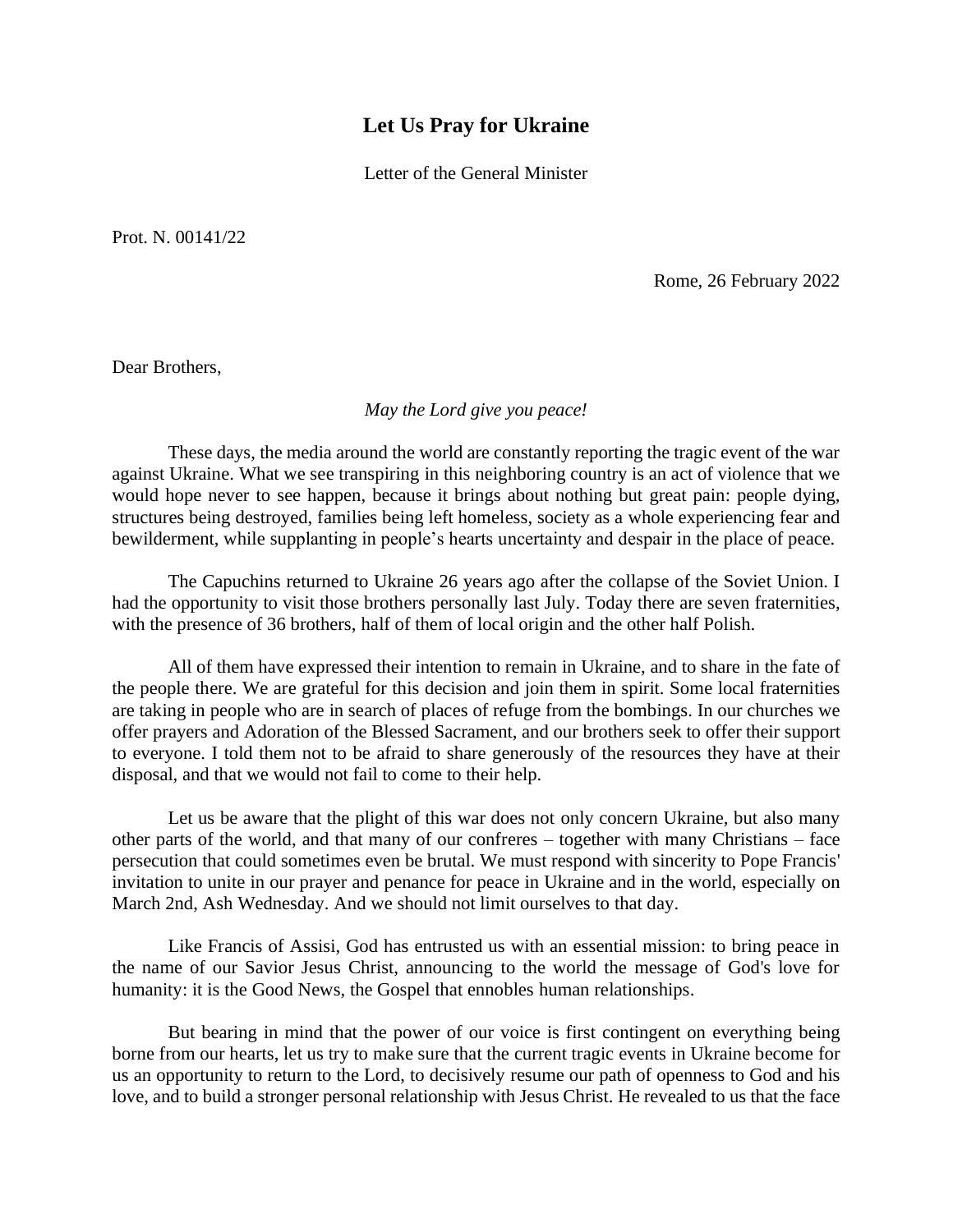# Let Us Pray for Ukraine

Letter of the General Minister

Prot. N. 00141/22

Rome, 26 February 2022

Dear Brothers,

*May the Lord give you peace!*

These days, the media around the world are constantly reporting the tragic event of the war against Ukraine. What we see transpiring in this neighboring country is an act of violence that we would hope never to see happen, because it brings about nothing but great pain: people dying, structures being destroyed, families being left homeless, society as a whole experiencing fear and bewilderment, while supplanting in people's hearts uncertainty and despair in the place of peace.

The Capuchins returned to Ukraine 26 years ago after the collapse of the Soviet Union. I had the opportunity to visit those brothers personally last July. Today there are seven fraternities, with the presence of 36 brothers, half of them of local origin and the other half Polish.

All of them have expressed their intention to remain in Ukraine, and to share in the fate of the people there. We are grateful for this decision and join them in spirit. Some local fraternities are taking in people who are in search of places of refuge from the bombings. In our churches we offer prayers and Adoration of the Blessed Sacrament, and our brothers seek to offer their support to everyone. I told them not to be afraid to share generously of the resources they have at their disposal, and that we would not fail to come to their help.

Let us be aware that the plight of this war does not only concern Ukraine, but also many other parts of the world, and that many of our confreres – together with many Christians – face persecution that could sometimes even be brutal. We must respond with sincerity to Pope Francis' invitation to unite in our prayer and penance for peace in Ukraine and in the world, especially on March 2nd, Ash Wednesday. And we should not limit ourselves to that day.

Like Francis of Assisi, God has entrusted us with an essential mission: to bring peace in the name of our Savior Jesus Christ, announcing to the world the message of God's love for humanity: it is the Good News, the Gospel that ennobles human relationships.

But bearing in mind that the power of our voice is first contingent on everything being borne from our hearts, let us try to make sure that the current tragic events in Ukraine become for us an opportunity to return to the Lord, to decisively resume our path of openness to God and his love, and to build a stronger personal relationship with Jesus Christ. He revealed to us that the face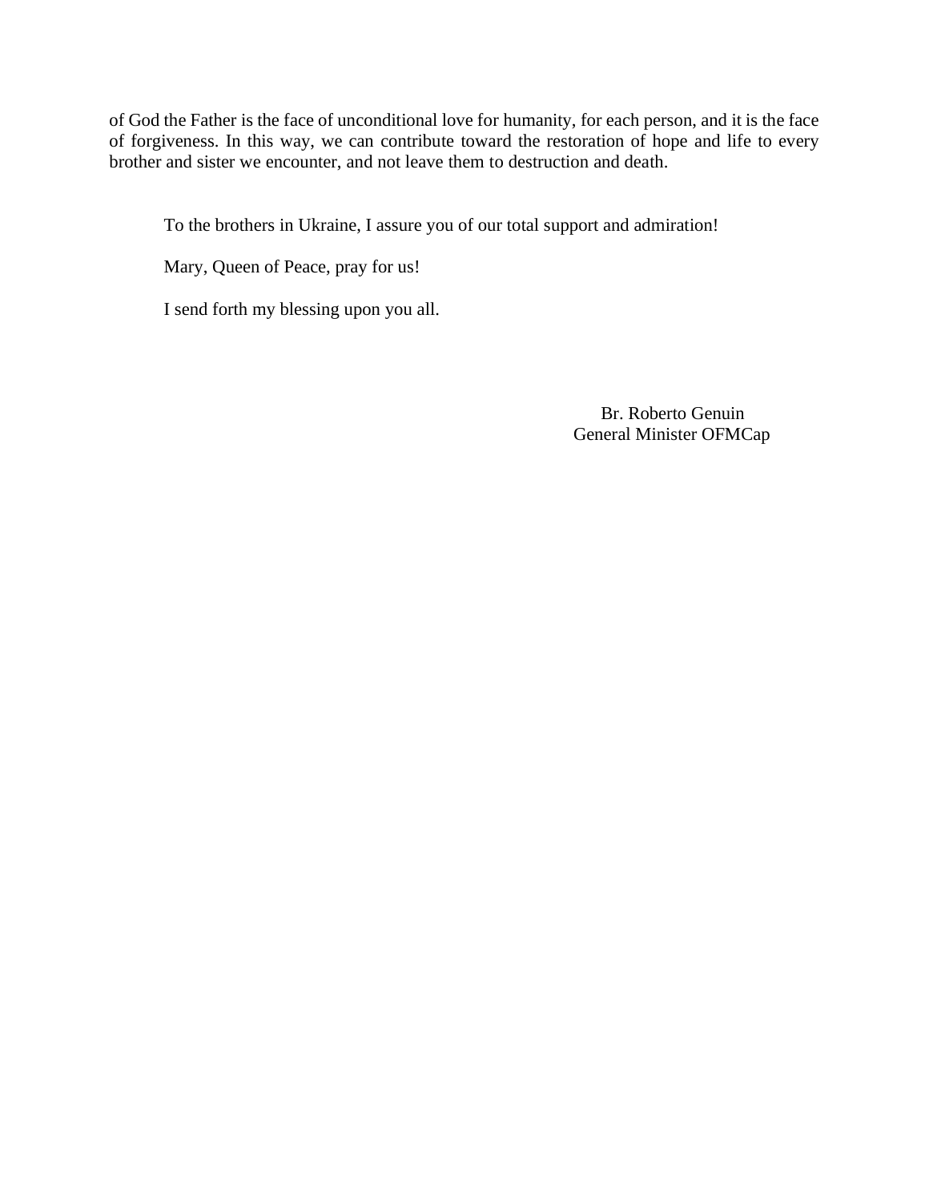of God the Father is the face of unconditional love for humanity, for each person, and it is the face of forgiveness. In this way, we can contribute toward the restoration of hope and life to every brother and sister we encounter, and not leave them to destruction and death.

To the brothers in Ukraine, I assure you of our total support and admiration!

Mary, Queen of Peace, pray for us!

I send forth my blessing upon you all.

Br. Roberto Genuin
General Minister OFMCap